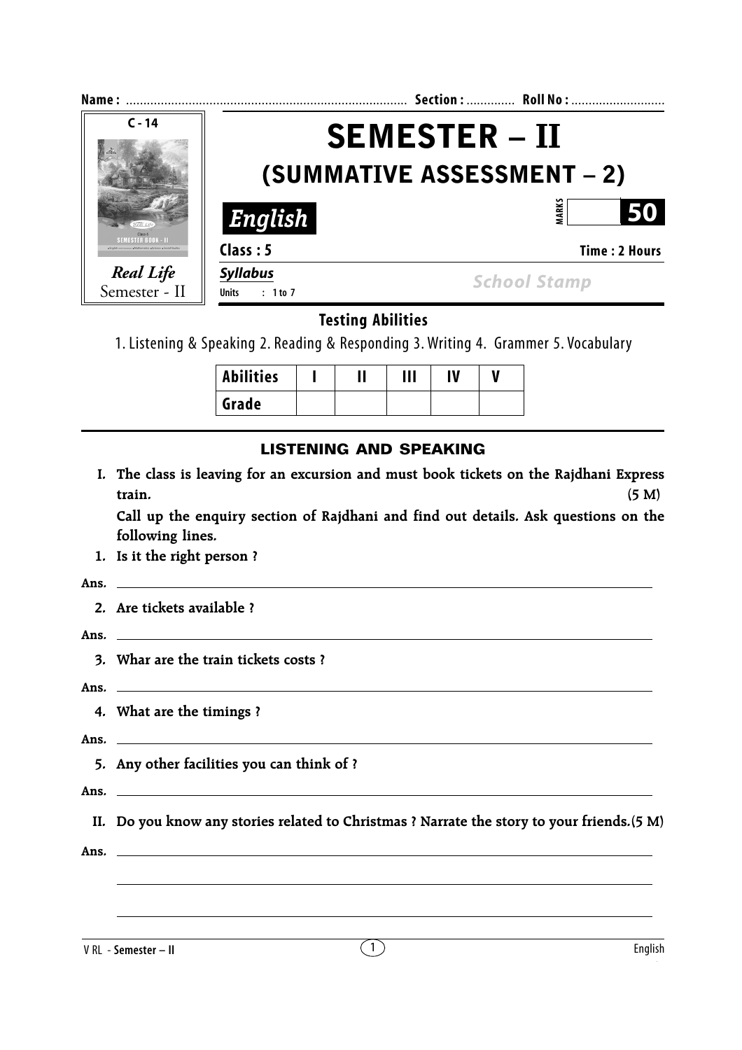**Name :** ............................................................................ **Section :** ............. **Roll No :** ...........................

C - 14

Real Life

Semester - II

# SEMESTER – II

## (SUMMATIVE ASSESSMENT – 2)

***English***

**MARKS** **50**

**Class : 5** **Time : 2 Hours**

***Syllabus***

**Units : 1 to 7**

School Stamp

**Testing Abilities**

1. Listening & Speaking 2. Reading & Responding 3. Writing 4. Grammer 5. Vocabulary

| Abilities | I | II | III | IV | V |
|---|---|---|---|---|---|
| Grade | | | | | |

### LISTENING AND SPEAKING

**I. The class is leaving for an excursion and must book tickets on the Rajdhani Express train.** **(5 M)**

**Call up the enquiry section of Rajdhani and find out details. Ask questions on the following lines.**

**1. Is it the right person ?**

**Ans.** ____________________________________________

**2. Are tickets available ?**

**Ans.** ____________________________________________

**3. Whar are the train tickets costs ?**

**Ans.** ____________________________________________

**4. What are the timings ?**

**Ans.** ____________________________________________

**5. Any other facilities you can think of ?**

**Ans.** ____________________________________________

**II. Do you know any stories related to Christmas ? Narrate the story to your friends.(5 M)**

**Ans.** ____________________________________________

____________________________________________

____________________________________________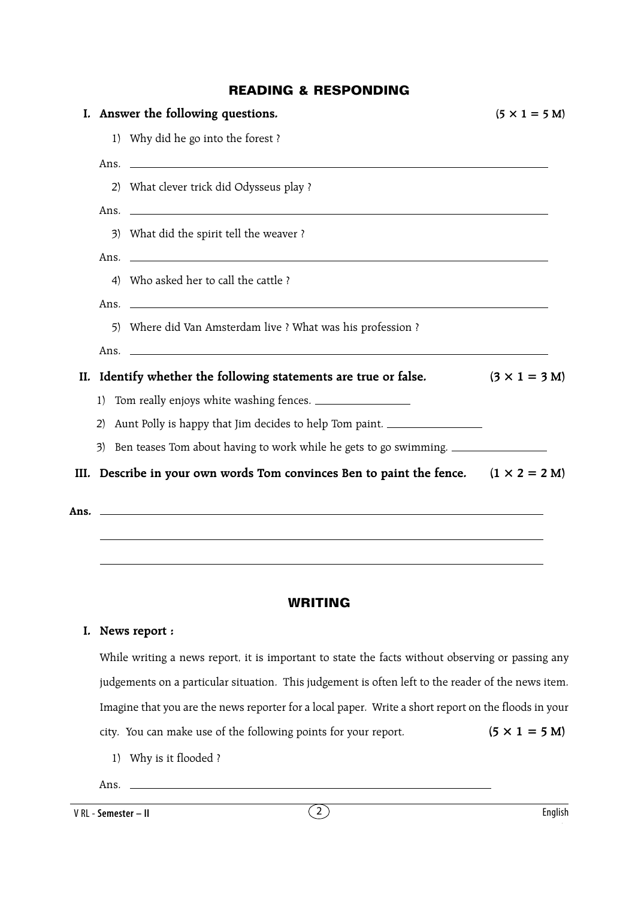## READING & RESPONDING

**I. Answer the following questions.** **(5 × 1 = 5 M)**

1) Why did he go into the forest ?

Ans. ______________________________________________

2) What clever trick did Odysseus play ?

Ans. ______________________________________________

3) What did the spirit tell the weaver ?

Ans. ______________________________________________

4) Who asked her to call the cattle ?

Ans. ______________________________________________

5) Where did Van Amsterdam live ? What was his profession ?

Ans. ______________________________________________

**II. Identify whether the following statements are true or false.** **(3 × 1 = 3 M)**

1) Tom really enjoys white washing fences. ____________

2) Aunt Polly is happy that Jim decides to help Tom paint. ____________

3) Ben teases Tom about having to work while he gets to go swimming. ____________

**III. Describe in your own words Tom convinces Ben to paint the fence.** **(1 × 2 = 2 M)**

**Ans.** ______________________________________________

______________________________________________

______________________________________________

## WRITING

**I. News report :**

While writing a news report, it is important to state the facts without observing or passing any judgements on a particular situation. This judgement is often left to the reader of the news item. Imagine that you are the news reporter for a local paper. Write a short report on the floods in your city. You can make use of the following points for your report. **(5 × 1 = 5 M)**

1) Why is it flooded ?

Ans. ______________________________________________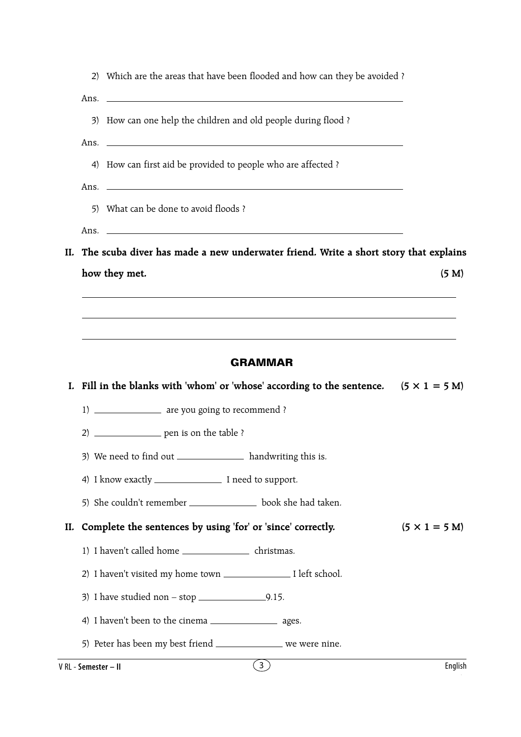2) Which are the areas that have been flooded and how can they be avoided ?

Ans. ______________________________________________

3) How can one help the children and old people during flood ?

Ans. ______________________________________________

4) How can first aid be provided to people who are affected ?

Ans. ______________________________________________

5) What can be done to avoid floods ?

Ans. ______________________________________________

**II. The scuba diver has made a new underwater friend. Write a short story that explains how they met.** **(5 M)**

______________________________________________

______________________________________________

______________________________________________

## GRAMMAR

**I. Fill in the blanks with 'whom' or 'whose' according to the sentence.** **(5 × 1 = 5 M)**

1) __________ are you going to recommend ?

2) __________ pen is on the table ?

3) We need to find out __________ handwriting this is.

4) I know exactly __________ I need to support.

5) She couldn't remember __________ book she had taken.

**II. Complete the sentences by using 'for' or 'since' correctly.** **(5 × 1 = 5 M)**

1) I haven't called home __________ christmas.

2) I haven't visited my home town __________ I left school.

3) I have studied non – stop __________9.15.

4) I haven't been to the cinema __________ ages.

5) Peter has been my best friend __________ we were nine.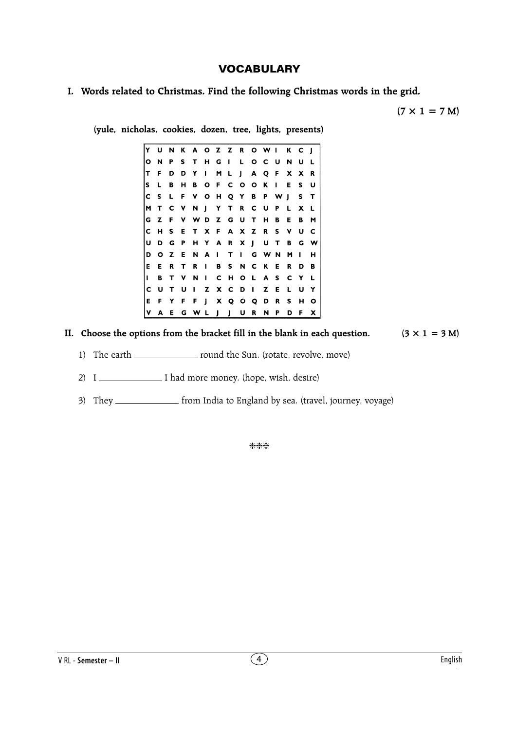# VOCABULARY

**I. Words related to Christmas. Find the following Christmas words in the grid.**

**(7 × 1 = 7 M)**

**(yule, nicholas, cookies, dozen, tree, lights, presents)**

| | | | | | | | | | | | | | | |
|---|---|---|---|---|---|---|---|---|---|---|---|---|---|---|
| Y | U | N | K | A | O | Z | Z | R | O | W | I | K | C | J |
| O | N | P | S | T | H | G | I | L | O | C | U | N | U | L |
| T | F | D | D | Y | I | M | L | J | A | Q | F | X | X | R |
| S | L | B | H | B | O | F | C | O | O | K | I | E | S | U |
| C | S | L | F | V | O | H | Q | Y | B | P | W | J | S | T |
| M | T | C | V | N | J | Y | T | R | C | U | P | L | X | L |
| G | Z | F | V | W | D | Z | G | U | T | H | B | E | B | M |
| C | H | S | E | T | X | F | A | X | Z | R | S | V | U | C |
| U | D | G | P | H | Y | A | R | X | J | U | T | B | G | W |
| D | O | Z | E | N | A | I | T | I | G | W | N | M | I | H |
| E | E | R | T | R | I | B | S | N | C | K | E | R | D | B |
| I | B | T | V | N | I | C | H | O | L | A | S | C | Y | L |
| C | U | T | U | I | Z | X | C | D | I | Z | E | L | U | Y |
| E | F | Y | F | F | J | X | Q | O | Q | D | R | S | H | O |
| V | A | E | G | W | L | J | J | U | R | N | P | D | F | X |

**II. Choose the options from the bracket fill in the blank in each question.** **(3 × 1 = 3 M)**

1) The earth ______________ round the Sun. (rotate, revolve, move)

2) I ______________ I had more money. (hope, wish, desire)

3) They ______________ from India to England by sea. (travel, journey, voyage)

***